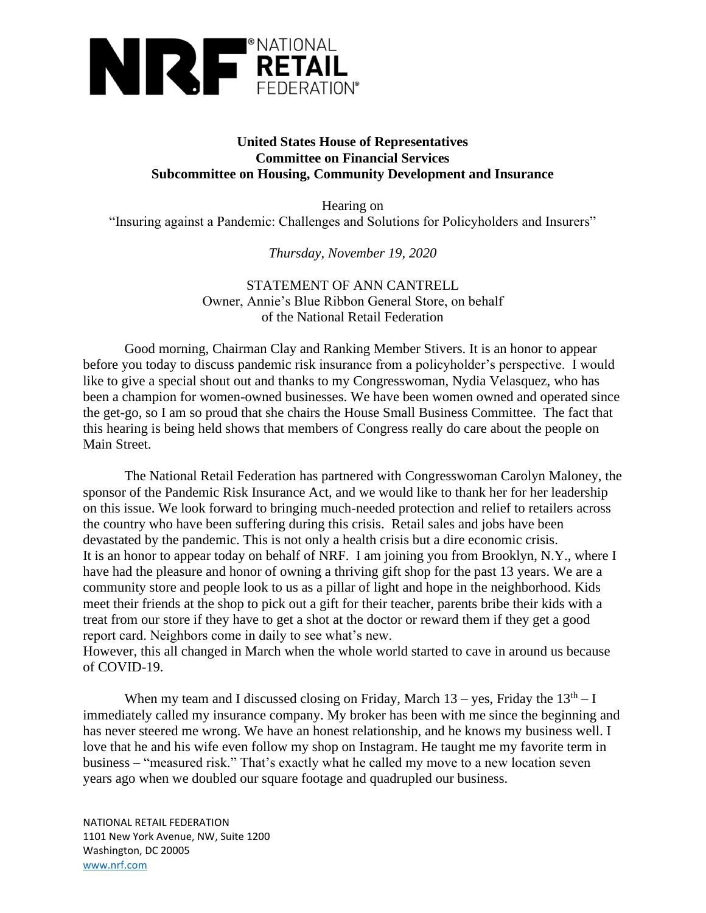**NRF® NATIONAL RETAIL FEDERATION®**

**United States House of Representatives**
**Committee on Financial Services**
**Subcommittee on Housing, Community Development and Insurance**

Hearing on
"Insuring against a Pandemic: Challenges and Solutions for Policyholders and Insurers"

*Thursday, November 19, 2020*

STATEMENT OF ANN CANTRELL
Owner, Annie's Blue Ribbon General Store, on behalf of the National Retail Federation

Good morning, Chairman Clay and Ranking Member Stivers. It is an honor to appear before you today to discuss pandemic risk insurance from a policyholder's perspective. I would like to give a special shout out and thanks to my Congresswoman, Nydia Velasquez, who has been a champion for women-owned businesses. We have been women owned and operated since the get-go, so I am so proud that she chairs the House Small Business Committee. The fact that this hearing is being held shows that members of Congress really do care about the people on Main Street.

The National Retail Federation has partnered with Congresswoman Carolyn Maloney, the sponsor of the Pandemic Risk Insurance Act, and we would like to thank her for her leadership on this issue. We look forward to bringing much-needed protection and relief to retailers across the country who have been suffering during this crisis. Retail sales and jobs have been devastated by the pandemic. This is not only a health crisis but a dire economic crisis. It is an honor to appear today on behalf of NRF. I am joining you from Brooklyn, N.Y., where I have had the pleasure and honor of owning a thriving gift shop for the past 13 years. We are a community store and people look to us as a pillar of light and hope in the neighborhood. Kids meet their friends at the shop to pick out a gift for their teacher, parents bribe their kids with a treat from our store if they have to get a shot at the doctor or reward them if they get a good report card. Neighbors come in daily to see what's new.
However, this all changed in March when the whole world started to cave in around us because of COVID-19.

When my team and I discussed closing on Friday, March 13 – yes, Friday the 13th – I immediately called my insurance company. My broker has been with me since the beginning and has never steered me wrong. We have an honest relationship, and he knows my business well. I love that he and his wife even follow my shop on Instagram. He taught me my favorite term in business – "measured risk." That's exactly what he called my move to a new location seven years ago when we doubled our square footage and quadrupled our business.

NATIONAL RETAIL FEDERATION
1101 New York Avenue, NW, Suite 1200
Washington, DC 20005
www.nrf.com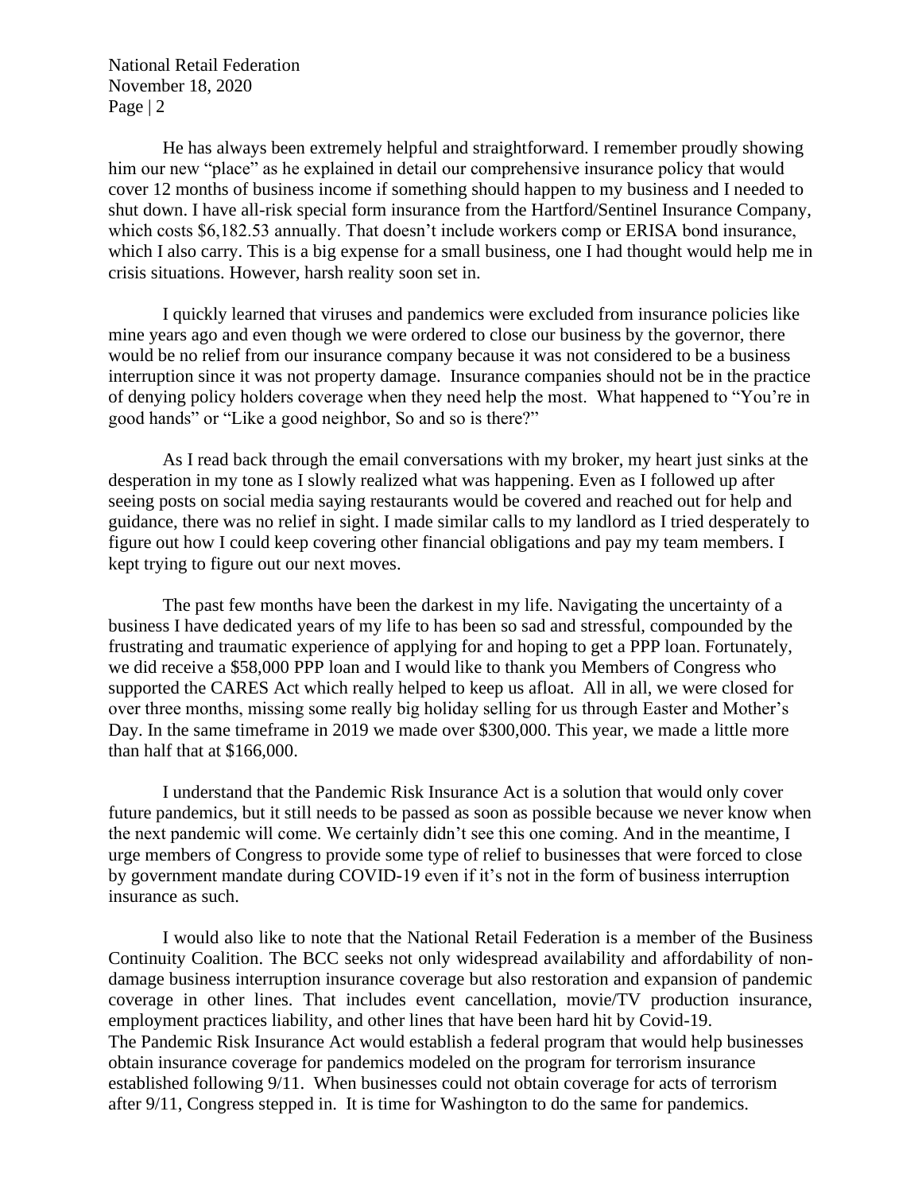He has always been extremely helpful and straightforward. I remember proudly showing him our new "place" as he explained in detail our comprehensive insurance policy that would cover 12 months of business income if something should happen to my business and I needed to shut down. I have all-risk special form insurance from the Hartford/Sentinel Insurance Company, which costs $6,182.53 annually. That doesn't include workers comp or ERISA bond insurance, which I also carry. This is a big expense for a small business, one I had thought would help me in crisis situations. However, harsh reality soon set in.

I quickly learned that viruses and pandemics were excluded from insurance policies like mine years ago and even though we were ordered to close our business by the governor, there would be no relief from our insurance company because it was not considered to be a business interruption since it was not property damage. Insurance companies should not be in the practice of denying policy holders coverage when they need help the most. What happened to "You're in good hands" or "Like a good neighbor, So and so is there?"

As I read back through the email conversations with my broker, my heart just sinks at the desperation in my tone as I slowly realized what was happening. Even as I followed up after seeing posts on social media saying restaurants would be covered and reached out for help and guidance, there was no relief in sight. I made similar calls to my landlord as I tried desperately to figure out how I could keep covering other financial obligations and pay my team members. I kept trying to figure out our next moves.

The past few months have been the darkest in my life. Navigating the uncertainty of a business I have dedicated years of my life to has been so sad and stressful, compounded by the frustrating and traumatic experience of applying for and hoping to get a PPP loan. Fortunately, we did receive a $58,000 PPP loan and I would like to thank you Members of Congress who supported the CARES Act which really helped to keep us afloat. All in all, we were closed for over three months, missing some really big holiday selling for us through Easter and Mother's Day. In the same timeframe in 2019 we made over $300,000. This year, we made a little more than half that at $166,000.

I understand that the Pandemic Risk Insurance Act is a solution that would only cover future pandemics, but it still needs to be passed as soon as possible because we never know when the next pandemic will come. We certainly didn't see this one coming. And in the meantime, I urge members of Congress to provide some type of relief to businesses that were forced to close by government mandate during COVID-19 even if it's not in the form of business interruption insurance as such.

I would also like to note that the National Retail Federation is a member of the Business Continuity Coalition. The BCC seeks not only widespread availability and affordability of non-damage business interruption insurance coverage but also restoration and expansion of pandemic coverage in other lines. That includes event cancellation, movie/TV production insurance, employment practices liability, and other lines that have been hard hit by Covid-19.

The Pandemic Risk Insurance Act would establish a federal program that would help businesses obtain insurance coverage for pandemics modeled on the program for terrorism insurance established following 9/11. When businesses could not obtain coverage for acts of terrorism after 9/11, Congress stepped in. It is time for Washington to do the same for pandemics.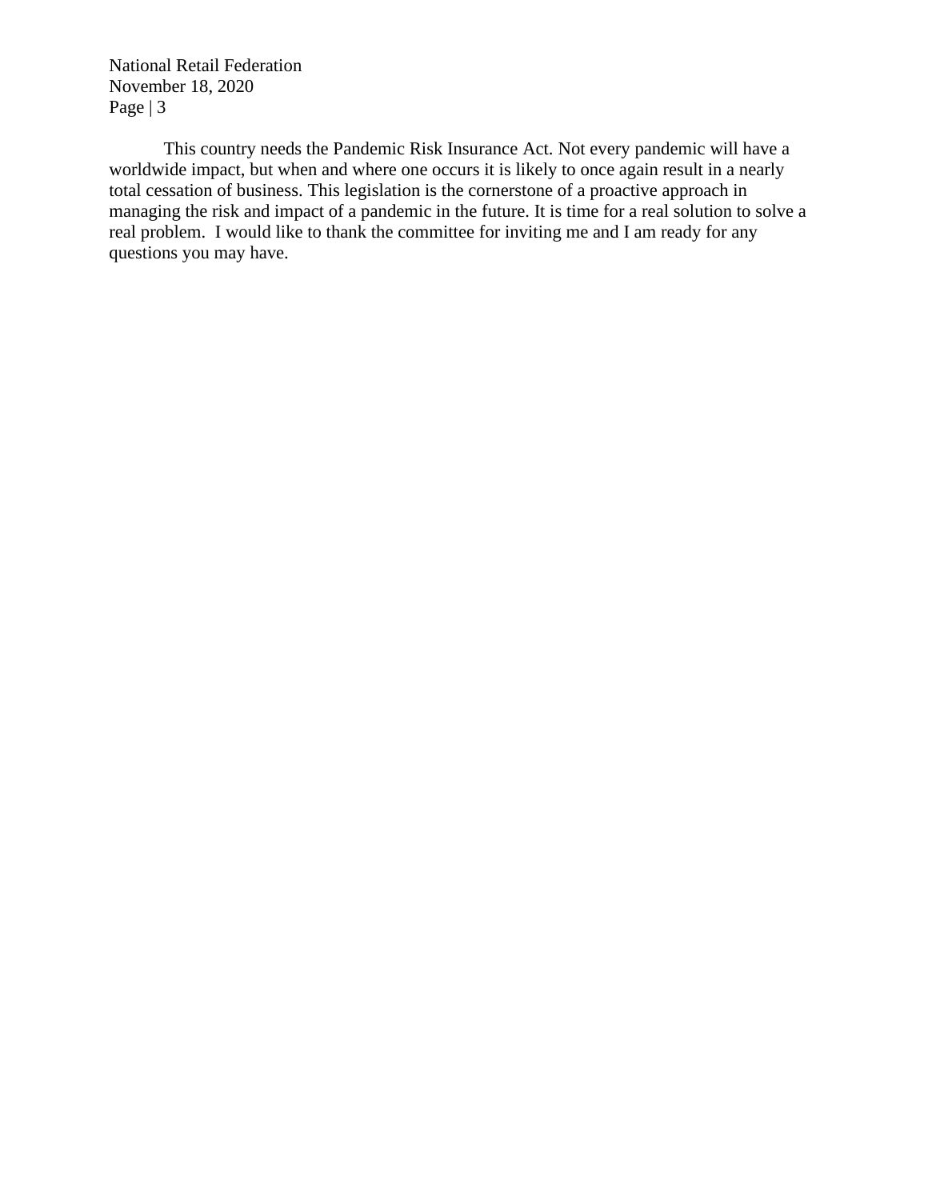This country needs the Pandemic Risk Insurance Act. Not every pandemic will have a worldwide impact, but when and where one occurs it is likely to once again result in a nearly total cessation of business. This legislation is the cornerstone of a proactive approach in managing the risk and impact of a pandemic in the future. It is time for a real solution to solve a real problem. I would like to thank the committee for inviting me and I am ready for any questions you may have.